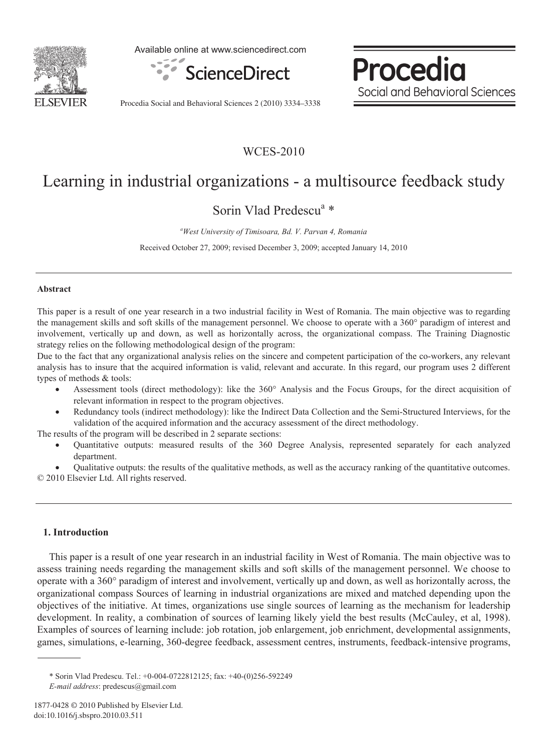WCES-2010

# Learning in industrial organizations - a multisource feedback study

Sorin Vlad Predescu[a] *

[a]*West University of Timisoara, Bd. V. Parvan 4, Romania*

Received October 27, 2009; revised December 3, 2009; accepted January 14, 2010

## Abstract

This paper is a result of one year research in a two industrial facility in West of Romania. The main objective was to regarding the management skills and soft skills of the management personnel. We choose to operate with a 360° paradigm of interest and involvement, vertically up and down, as well as horizontally across, the organizational compass. The Training Diagnostic strategy relies on the following methodological design of the program:

Due to the fact that any organizational analysis relies on the sincere and competent participation of the co-workers, any relevant analysis has to insure that the acquired information is valid, relevant and accurate. In this regard, our program uses 2 different types of methods & tools:

- Assessment tools (direct methodology): like the 360° Analysis and the Focus Groups, for the direct acquisition of relevant information in respect to the program objectives.
- Redundancy tools (indirect methodology): like the Indirect Data Collection and the Semi-Structured Interviews, for the validation of the acquired information and the accuracy assessment of the direct methodology.

The results of the program will be described in 2 separate sections:

- Quantitative outputs: measured results of the 360 Degree Analysis, represented separately for each analyzed department.
- Qualitative outputs: the results of the qualitative methods, as well as the accuracy ranking of the quantitative outcomes.

© 2010 Elsevier Ltd. All rights reserved.

## 1. Introduction

This paper is a result of one year research in an industrial facility in West of Romania. The main objective was to assess training needs regarding the management skills and soft skills of the management personnel. We choose to operate with a 360° paradigm of interest and involvement, vertically up and down, as well as horizontally across, the organizational compass Sources of learning in industrial organizations are mixed and matched depending upon the objectives of the initiative. At times, organizations use single sources of learning as the mechanism for leadership development. In reality, a combination of sources of learning likely yield the best results (McCauley, et al, 1998). Examples of sources of learning include: job rotation, job enlargement, job enrichment, developmental assignments, games, simulations, e-learning, 360-degree feedback, assessment centres, instruments, feedback-intensive programs,

\* Sorin Vlad Predescu. Tel.: +0-004-0722812125; fax: +40-(0)256-592249
*E-mail address*: predescus@gmail.com

1877-0428 © 2010 Published by Elsevier Ltd.
doi:10.1016/j.sbspro.2010.03.511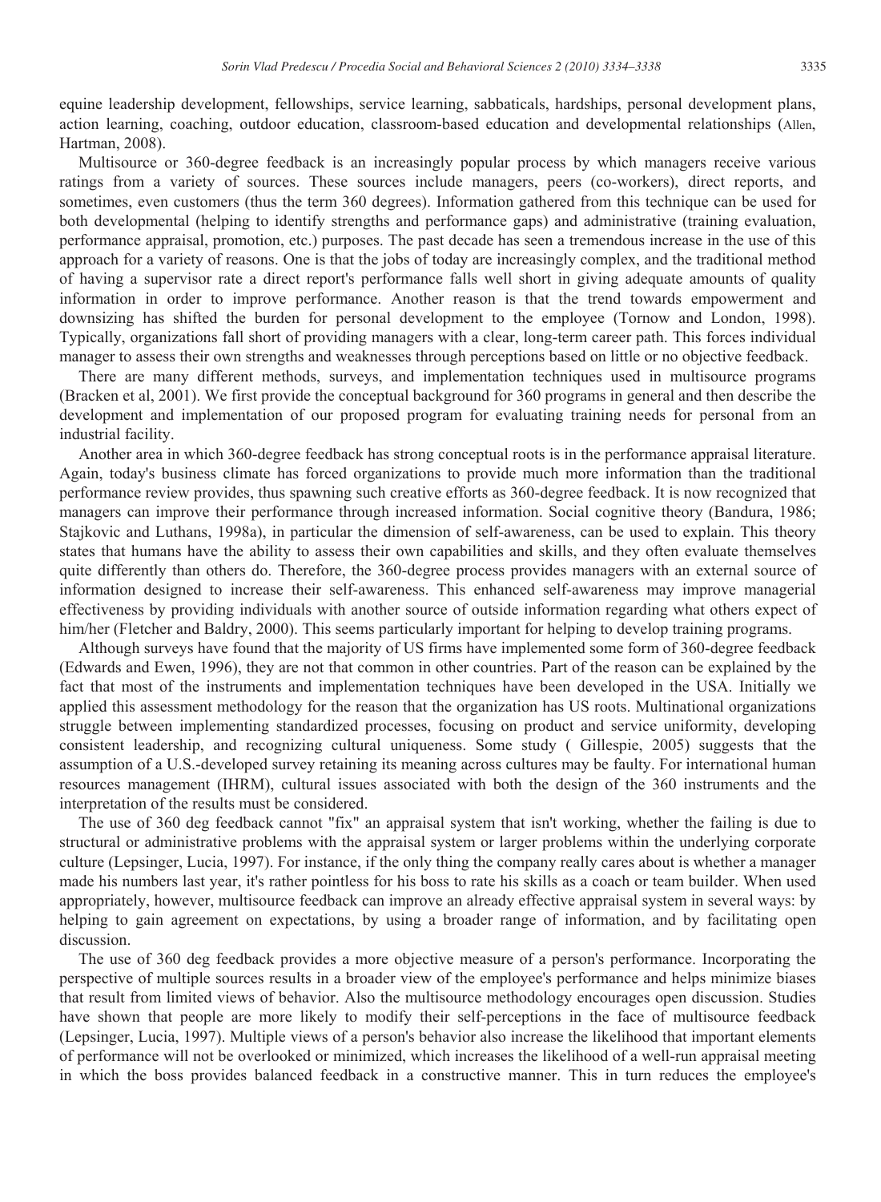equine leadership development, fellowships, service learning, sabbaticals, hardships, personal development plans, action learning, coaching, outdoor education, classroom-based education and developmental relationships (Allen, Hartman, 2008).

Multisource or 360-degree feedback is an increasingly popular process by which managers receive various ratings from a variety of sources. These sources include managers, peers (co-workers), direct reports, and sometimes, even customers (thus the term 360 degrees). Information gathered from this technique can be used for both developmental (helping to identify strengths and performance gaps) and administrative (training evaluation, performance appraisal, promotion, etc.) purposes. The past decade has seen a tremendous increase in the use of this approach for a variety of reasons. One is that the jobs of today are increasingly complex, and the traditional method of having a supervisor rate a direct report's performance falls well short in giving adequate amounts of quality information in order to improve performance. Another reason is that the trend towards empowerment and downsizing has shifted the burden for personal development to the employee (Tornow and London, 1998). Typically, organizations fall short of providing managers with a clear, long-term career path. This forces individual manager to assess their own strengths and weaknesses through perceptions based on little or no objective feedback.

There are many different methods, surveys, and implementation techniques used in multisource programs (Bracken et al, 2001). We first provide the conceptual background for 360 programs in general and then describe the development and implementation of our proposed program for evaluating training needs for personal from an industrial facility.

Another area in which 360-degree feedback has strong conceptual roots is in the performance appraisal literature. Again, today's business climate has forced organizations to provide much more information than the traditional performance review provides, thus spawning such creative efforts as 360-degree feedback. It is now recognized that managers can improve their performance through increased information. Social cognitive theory (Bandura, 1986; Stajkovic and Luthans, 1998a), in particular the dimension of self-awareness, can be used to explain. This theory states that humans have the ability to assess their own capabilities and skills, and they often evaluate themselves quite differently than others do. Therefore, the 360-degree process provides managers with an external source of information designed to increase their self-awareness. This enhanced self-awareness may improve managerial effectiveness by providing individuals with another source of outside information regarding what others expect of him/her (Fletcher and Baldry, 2000). This seems particularly important for helping to develop training programs.

Although surveys have found that the majority of US firms have implemented some form of 360-degree feedback (Edwards and Ewen, 1996), they are not that common in other countries. Part of the reason can be explained by the fact that most of the instruments and implementation techniques have been developed in the USA. Initially we applied this assessment methodology for the reason that the organization has US roots. Multinational organizations struggle between implementing standardized processes, focusing on product and service uniformity, developing consistent leadership, and recognizing cultural uniqueness. Some study ( Gillespie, 2005) suggests that the assumption of a U.S.-developed survey retaining its meaning across cultures may be faulty. For international human resources management (IHRM), cultural issues associated with both the design of the 360 instruments and the interpretation of the results must be considered.

The use of 360 deg feedback cannot "fix" an appraisal system that isn't working, whether the failing is due to structural or administrative problems with the appraisal system or larger problems within the underlying corporate culture (Lepsinger, Lucia, 1997). For instance, if the only thing the company really cares about is whether a manager made his numbers last year, it's rather pointless for his boss to rate his skills as a coach or team builder. When used appropriately, however, multisource feedback can improve an already effective appraisal system in several ways: by helping to gain agreement on expectations, by using a broader range of information, and by facilitating open discussion.

The use of 360 deg feedback provides a more objective measure of a person's performance. Incorporating the perspective of multiple sources results in a broader view of the employee's performance and helps minimize biases that result from limited views of behavior. Also the multisource methodology encourages open discussion. Studies have shown that people are more likely to modify their self-perceptions in the face of multisource feedback (Lepsinger, Lucia, 1997). Multiple views of a person's behavior also increase the likelihood that important elements of performance will not be overlooked or minimized, which increases the likelihood of a well-run appraisal meeting in which the boss provides balanced feedback in a constructive manner. This in turn reduces the employee's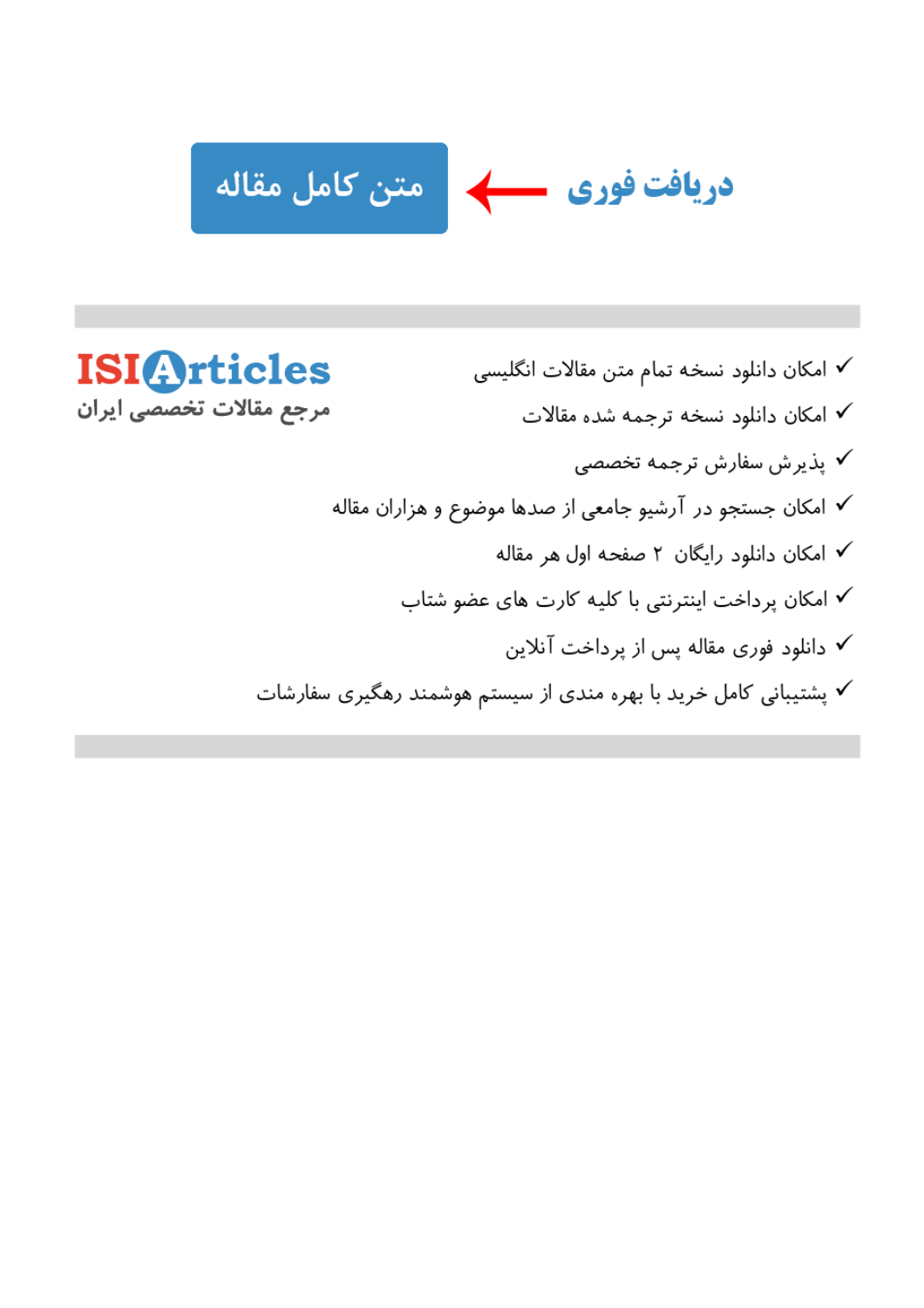دریافت فوری ← **متن کامل مقاله**

**ISIArticles**
مرجع مقالات تخصصی ایران

- ✓ امکان دانلود نسخه تمام متن مقالات انگلیسی
- ✓ امکان دانلود نسخه ترجمه شده مقالات
- ✓ پذیرش سفارش ترجمه تخصصی
- ✓ امکان جستجو در آرشیو جامعی از صدها موضوع و هزاران مقاله
- ✓ امکان دانلود رایگان ۲ صفحه اول هر مقاله
- ✓ امکان پرداخت اینترنتی با کلیه کارت های عضو شتاب
- ✓ دانلود فوری مقاله پس از پرداخت آنلاین
- ✓ پشتیبانی کامل خرید با بهره مندی از سیستم هوشمند رهگیری سفارشات